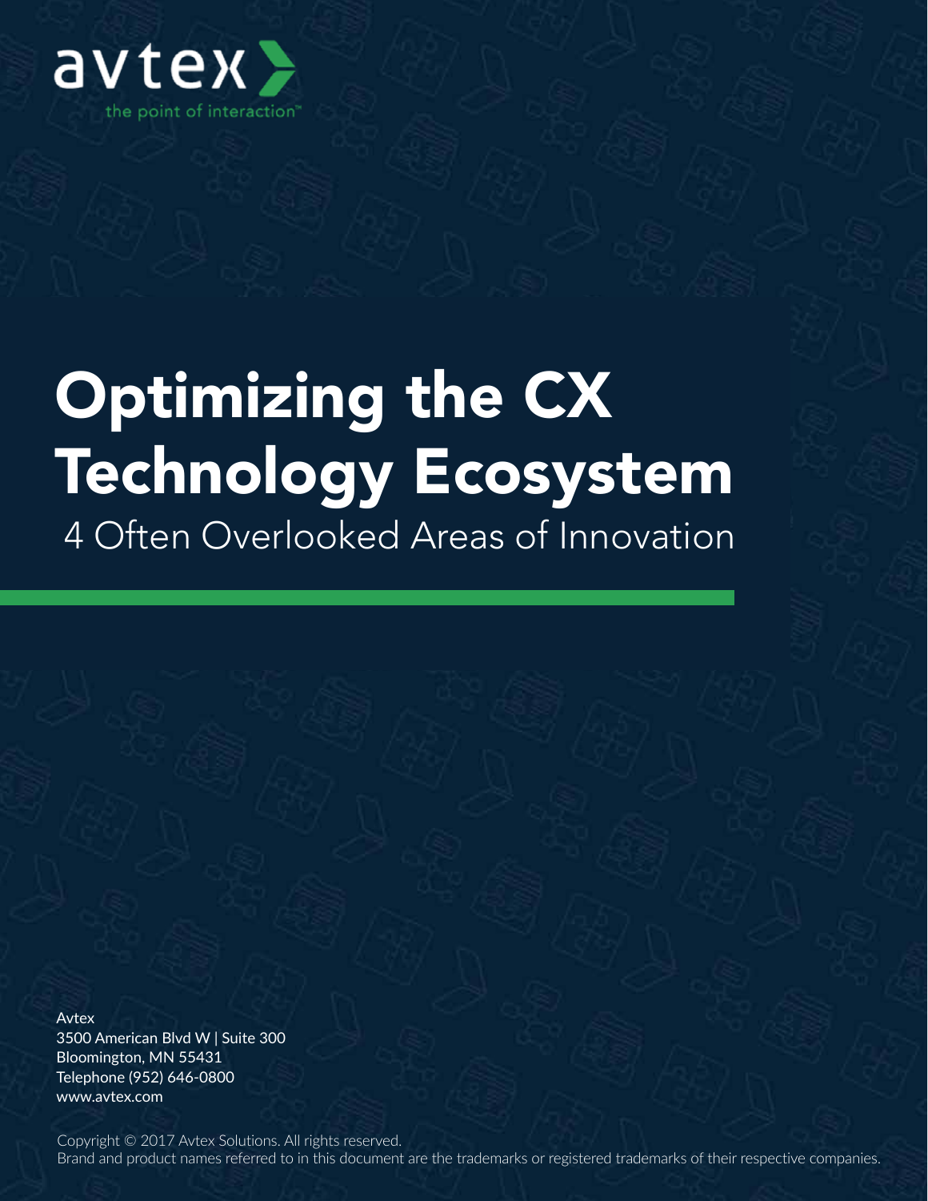avtex

the point of interaction™

# Optimizing the CX Technology Ecosystem

## 4 Often Overlooked Areas of Innovation

Avtex
3500 American Blvd W | Suite 300
Bloomington, MN 55431
Telephone (952) 646-0800
www.avtex.com

Copyright © 2017 Avtex Solutions. All rights reserved.
Brand and product names referred to in this document are the trademarks or registered trademarks of their respective companies.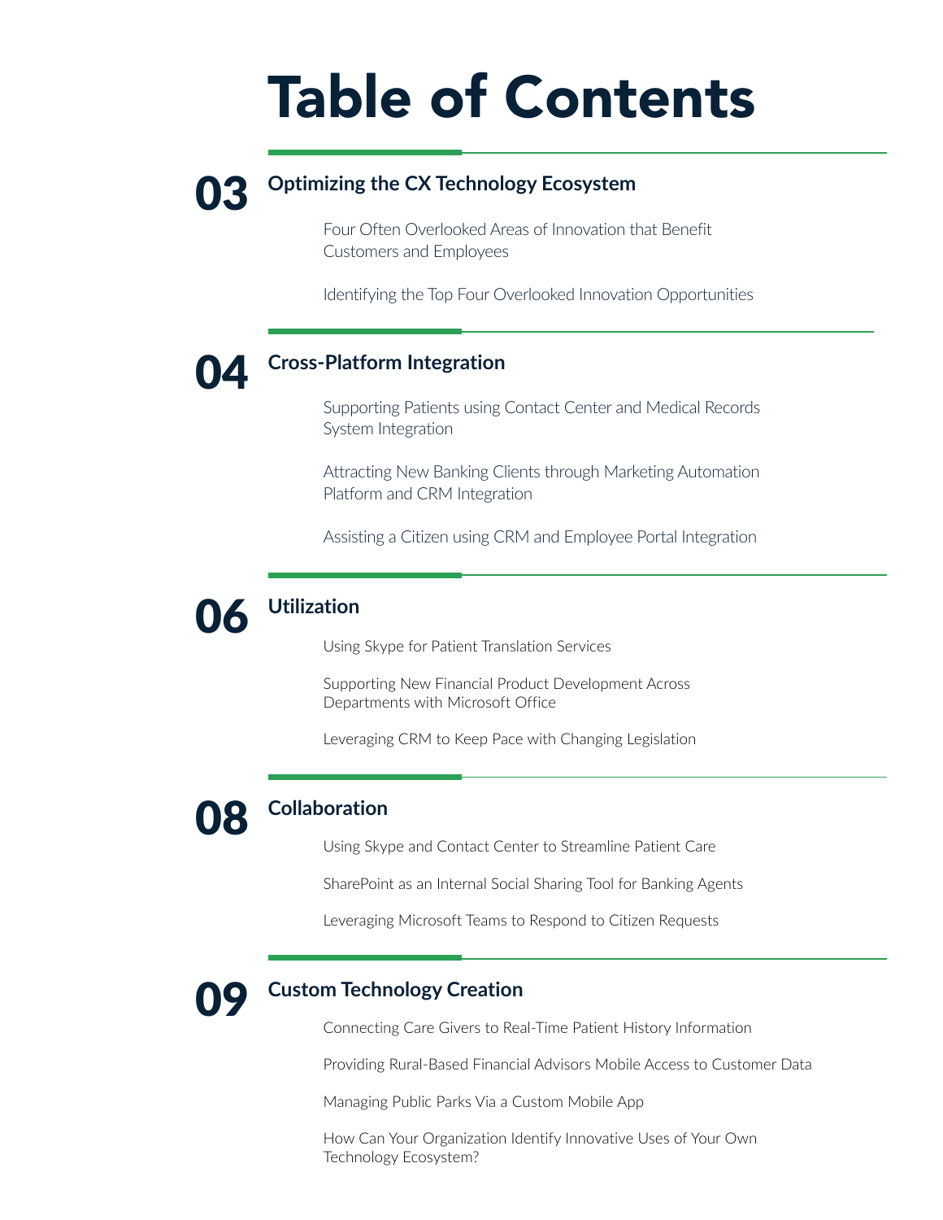# Table of Contents

## 03 Optimizing the CX Technology Ecosystem

Four Often Overlooked Areas of Innovation that Benefit Customers and Employees

Identifying the Top Four Overlooked Innovation Opportunities

## 04 Cross-Platform Integration

Supporting Patients using Contact Center and Medical Records System Integration

Attracting New Banking Clients through Marketing Automation Platform and CRM Integration

Assisting a Citizen using CRM and Employee Portal Integration

## 06 Utilization

Using Skype for Patient Translation Services

Supporting New Financial Product Development Across Departments with Microsoft Office

Leveraging CRM to Keep Pace with Changing Legislation

## 08 Collaboration

Using Skype and Contact Center to Streamline Patient Care

SharePoint as an Internal Social Sharing Tool for Banking Agents

Leveraging Microsoft Teams to Respond to Citizen Requests

## 09 Custom Technology Creation

Connecting Care Givers to Real-Time Patient History Information

Providing Rural-Based Financial Advisors Mobile Access to Customer Data

Managing Public Parks Via a Custom Mobile App

How Can Your Organization Identify Innovative Uses of Your Own Technology Ecosystem?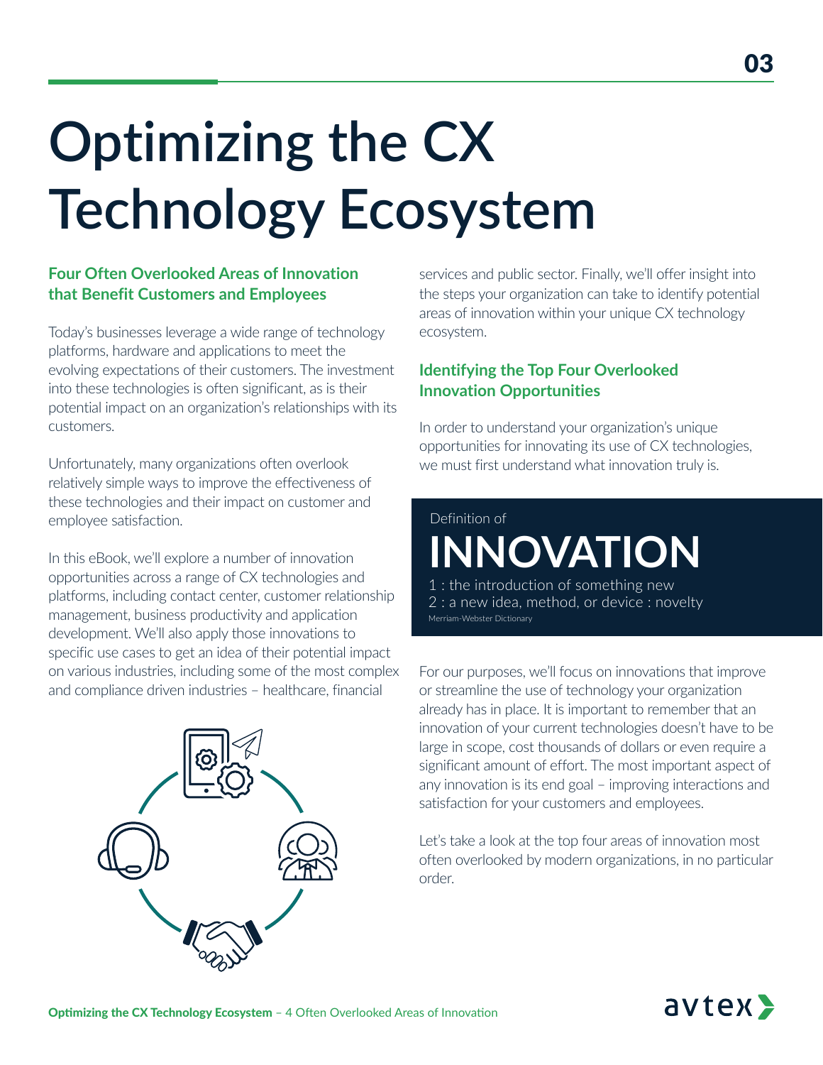# Optimizing the CX Technology Ecosystem

## Four Often Overlooked Areas of Innovation that Benefit Customers and Employees

Today's businesses leverage a wide range of technology platforms, hardware and applications to meet the evolving expectations of their customers. The investment into these technologies is often significant, as is their potential impact on an organization's relationships with its customers.

Unfortunately, many organizations often overlook relatively simple ways to improve the effectiveness of these technologies and their impact on customer and employee satisfaction.

In this eBook, we'll explore a number of innovation opportunities across a range of CX technologies and platforms, including contact center, customer relationship management, business productivity and application development. We'll also apply those innovations to specific use cases to get an idea of their potential impact on various industries, including some of the most complex and compliance driven industries – healthcare, financial services and public sector. Finally, we'll offer insight into the steps your organization can take to identify potential areas of innovation within your unique CX technology ecosystem.

## Identifying the Top Four Overlooked Innovation Opportunities

In order to understand your organization's unique opportunities for innovating its use of CX technologies, we must first understand what innovation truly is.

> Definition of
>
> **INNOVATION**
>
> 1 : the introduction of something new
>
> 2 : a new idea, method, or device : novelty
>
> Merriam-Webster Dictionary

For our purposes, we'll focus on innovations that improve or streamline the use of technology your organization already has in place. It is important to remember that an innovation of your current technologies doesn't have to be large in scope, cost thousands of dollars or even require a significant amount of effort. The most important aspect of any innovation is its end goal – improving interactions and satisfaction for your customers and employees.

Let's take a look at the top four areas of innovation most often overlooked by modern organizations, in no particular order.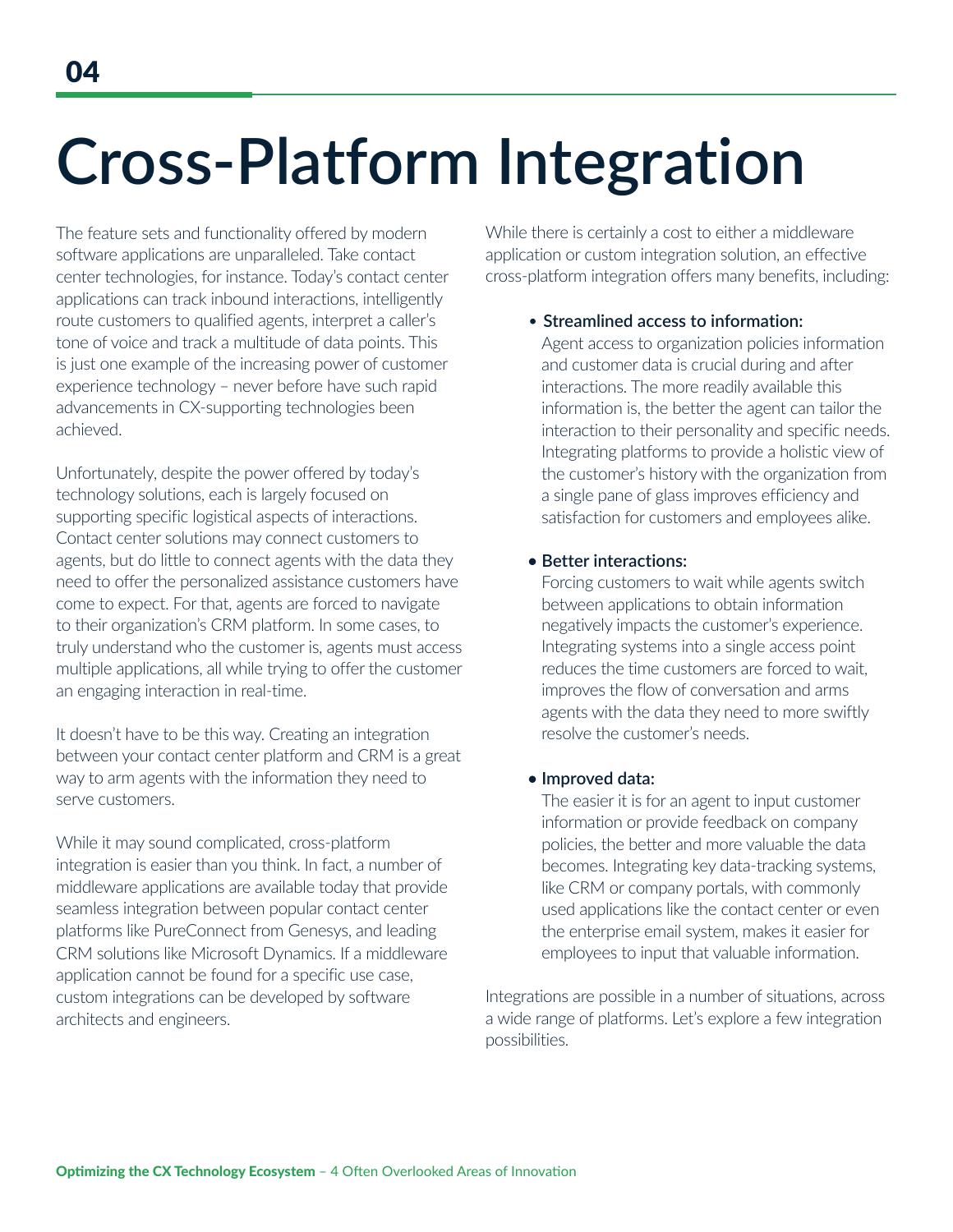04

# Cross-Platform Integration

The feature sets and functionality offered by modern software applications are unparalleled. Take contact center technologies, for instance. Today's contact center applications can track inbound interactions, intelligently route customers to qualified agents, interpret a caller's tone of voice and track a multitude of data points. This is just one example of the increasing power of customer experience technology – never before have such rapid advancements in CX-supporting technologies been achieved.

Unfortunately, despite the power offered by today's technology solutions, each is largely focused on supporting specific logistical aspects of interactions. Contact center solutions may connect customers to agents, but do little to connect agents with the data they need to offer the personalized assistance customers have come to expect. For that, agents are forced to navigate to their organization's CRM platform. In some cases, to truly understand who the customer is, agents must access multiple applications, all while trying to offer the customer an engaging interaction in real-time.

It doesn't have to be this way. Creating an integration between your contact center platform and CRM is a great way to arm agents with the information they need to serve customers.

While it may sound complicated, cross-platform integration is easier than you think. In fact, a number of middleware applications are available today that provide seamless integration between popular contact center platforms like PureConnect from Genesys, and leading CRM solutions like Microsoft Dynamics. If a middleware application cannot be found for a specific use case, custom integrations can be developed by software architects and engineers.

While there is certainly a cost to either a middleware application or custom integration solution, an effective cross-platform integration offers many benefits, including:

- **Streamlined access to information:**
  Agent access to organization policies information and customer data is crucial during and after interactions. The more readily available this information is, the better the agent can tailor the interaction to their personality and specific needs. Integrating platforms to provide a holistic view of the customer's history with the organization from a single pane of glass improves efficiency and satisfaction for customers and employees alike.

- **Better interactions:**
  Forcing customers to wait while agents switch between applications to obtain information negatively impacts the customer's experience. Integrating systems into a single access point reduces the time customers are forced to wait, improves the flow of conversation and arms agents with the data they need to more swiftly resolve the customer's needs.

- **Improved data:**
  The easier it is for an agent to input customer information or provide feedback on company policies, the better and more valuable the data becomes. Integrating key data-tracking systems, like CRM or company portals, with commonly used applications like the contact center or even the enterprise email system, makes it easier for employees to input that valuable information.

Integrations are possible in a number of situations, across a wide range of platforms. Let's explore a few integration possibilities.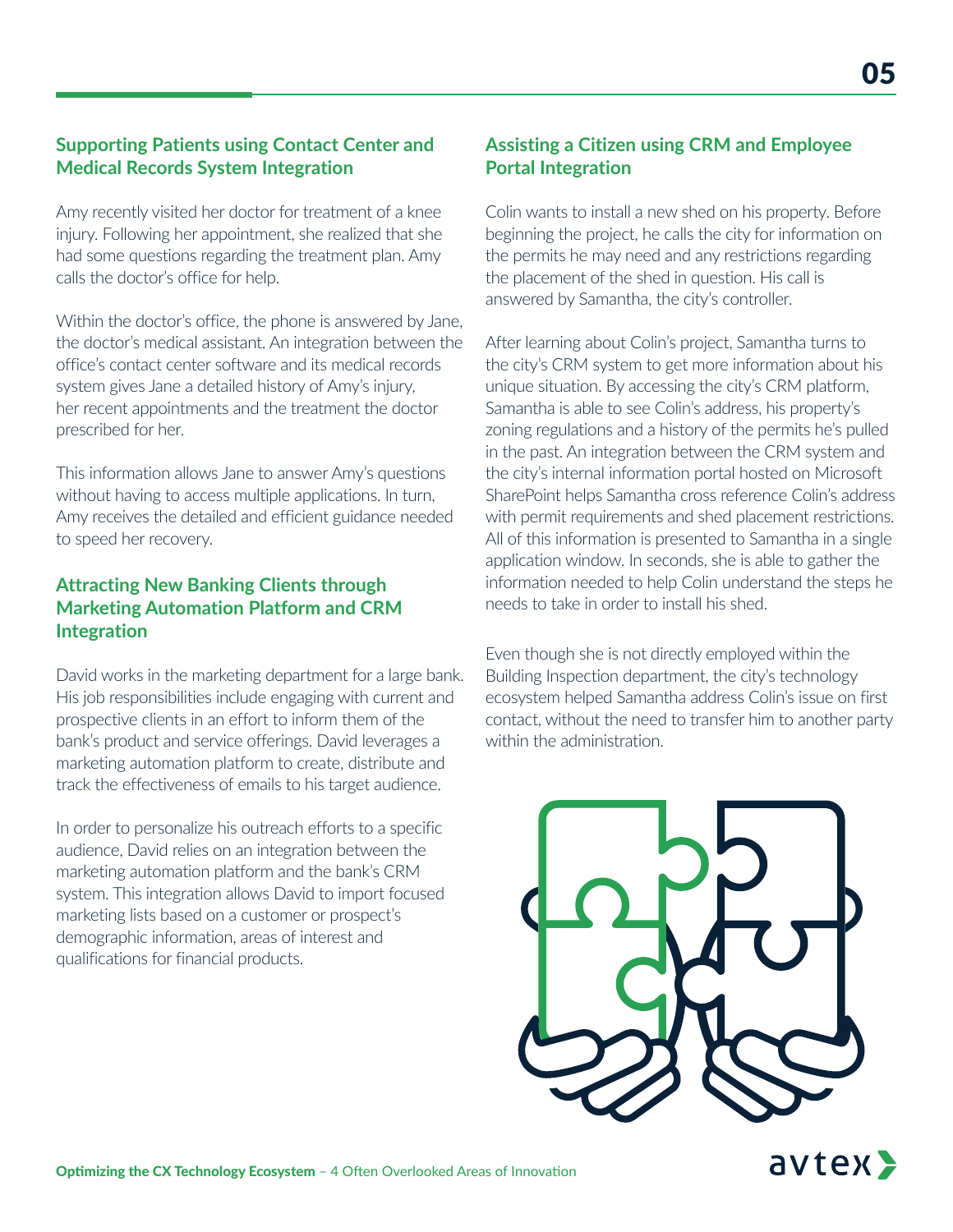### Supporting Patients using Contact Center and Medical Records System Integration

Amy recently visited her doctor for treatment of a knee injury. Following her appointment, she realized that she had some questions regarding the treatment plan. Amy calls the doctor's office for help.

Within the doctor's office, the phone is answered by Jane, the doctor's medical assistant. An integration between the office's contact center software and its medical records system gives Jane a detailed history of Amy's injury, her recent appointments and the treatment the doctor prescribed for her.

This information allows Jane to answer Amy's questions without having to access multiple applications. In turn, Amy receives the detailed and efficient guidance needed to speed her recovery.

### Attracting New Banking Clients through Marketing Automation Platform and CRM Integration

David works in the marketing department for a large bank. His job responsibilities include engaging with current and prospective clients in an effort to inform them of the bank's product and service offerings. David leverages a marketing automation platform to create, distribute and track the effectiveness of emails to his target audience.

In order to personalize his outreach efforts to a specific audience, David relies on an integration between the marketing automation platform and the bank's CRM system. This integration allows David to import focused marketing lists based on a customer or prospect's demographic information, areas of interest and qualifications for financial products.

### Assisting a Citizen using CRM and Employee Portal Integration

Colin wants to install a new shed on his property. Before beginning the project, he calls the city for information on the permits he may need and any restrictions regarding the placement of the shed in question. His call is answered by Samantha, the city's controller.

After learning about Colin's project, Samantha turns to the city's CRM system to get more information about his unique situation. By accessing the city's CRM platform, Samantha is able to see Colin's address, his property's zoning regulations and a history of the permits he's pulled in the past. An integration between the CRM system and the city's internal information portal hosted on Microsoft SharePoint helps Samantha cross reference Colin's address with permit requirements and shed placement restrictions. All of this information is presented to Samantha in a single application window. In seconds, she is able to gather the information needed to help Colin understand the steps he needs to take in order to install his shed.

Even though she is not directly employed within the Building Inspection department, the city's technology ecosystem helped Samantha address Colin's issue on first contact, without the need to transfer him to another party within the administration.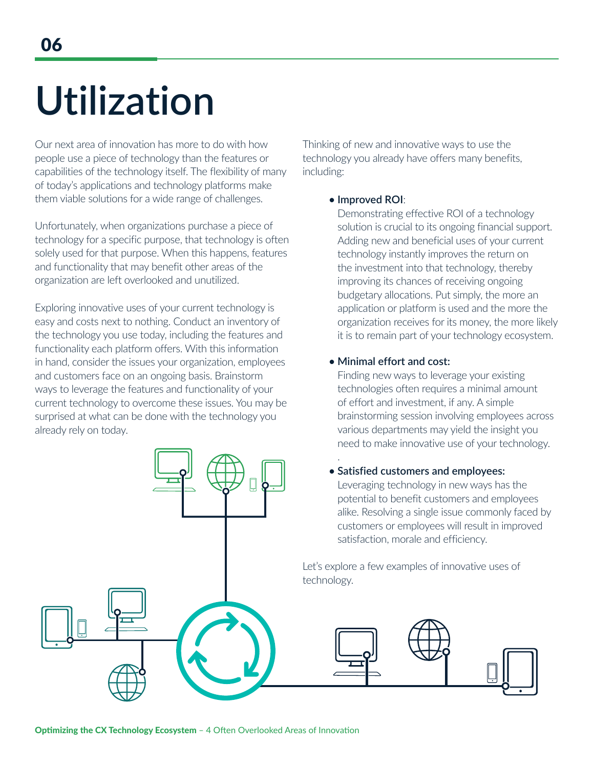# Utilization

Our next area of innovation has more to do with how people use a piece of technology than the features or capabilities of the technology itself. The flexibility of many of today's applications and technology platforms make them viable solutions for a wide range of challenges.

Unfortunately, when organizations purchase a piece of technology for a specific purpose, that technology is often solely used for that purpose. When this happens, features and functionality that may benefit other areas of the organization are left overlooked and unutilized.

Exploring innovative uses of your current technology is easy and costs next to nothing. Conduct an inventory of the technology you use today, including the features and functionality each platform offers. With this information in hand, consider the issues your organization, employees and customers face on an ongoing basis. Brainstorm ways to leverage the features and functionality of your current technology to overcome these issues. You may be surprised at what can be done with the technology you already rely on today.

Thinking of new and innovative ways to use the technology you already have offers many benefits, including:

- **Improved ROI**:
  Demonstrating effective ROI of a technology solution is crucial to its ongoing financial support. Adding new and beneficial uses of your current technology instantly improves the return on the investment into that technology, thereby improving its chances of receiving ongoing budgetary allocations. Put simply, the more an application or platform is used and the more the organization receives for its money, the more likely it is to remain part of your technology ecosystem.

- **Minimal effort and cost:**
  Finding new ways to leverage your existing technologies often requires a minimal amount of effort and investment, if any. A simple brainstorming session involving employees across various departments may yield the insight you need to make innovative use of your technology.

- **Satisfied customers and employees:**
  Leveraging technology in new ways has the potential to benefit customers and employees alike. Resolving a single issue commonly faced by customers or employees will result in improved satisfaction, morale and efficiency.

Let's explore a few examples of innovative uses of technology.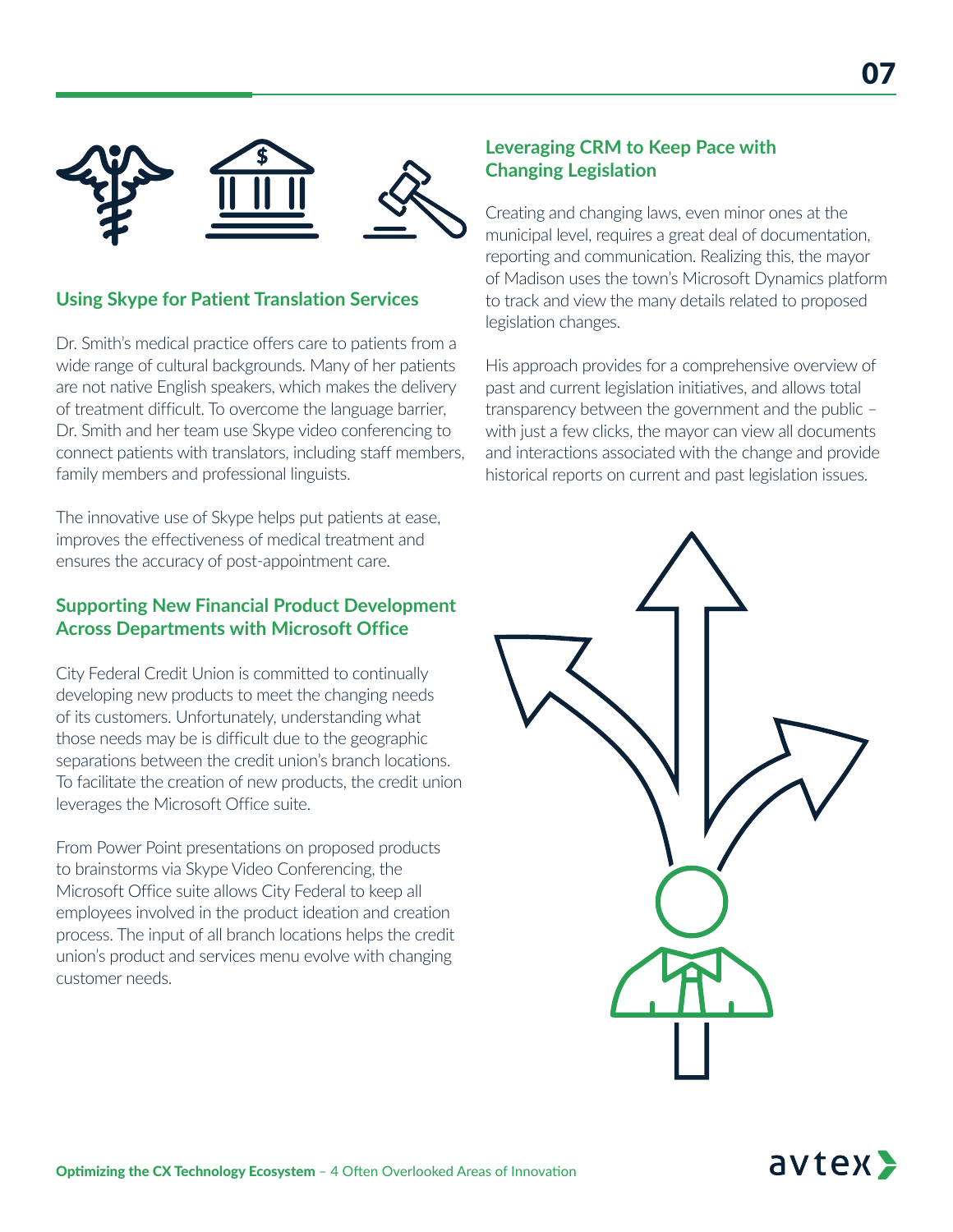### Using Skype for Patient Translation Services

Dr. Smith's medical practice offers care to patients from a wide range of cultural backgrounds. Many of her patients are not native English speakers, which makes the delivery of treatment difficult. To overcome the language barrier, Dr. Smith and her team use Skype video conferencing to connect patients with translators, including staff members, family members and professional linguists.

The innovative use of Skype helps put patients at ease, improves the effectiveness of medical treatment and ensures the accuracy of post-appointment care.

### Supporting New Financial Product Development Across Departments with Microsoft Office

City Federal Credit Union is committed to continually developing new products to meet the changing needs of its customers. Unfortunately, understanding what those needs may be is difficult due to the geographic separations between the credit union's branch locations. To facilitate the creation of new products, the credit union leverages the Microsoft Office suite.

From Power Point presentations on proposed products to brainstorms via Skype Video Conferencing, the Microsoft Office suite allows City Federal to keep all employees involved in the product ideation and creation process. The input of all branch locations helps the credit union's product and services menu evolve with changing customer needs.

### Leveraging CRM to Keep Pace with Changing Legislation

Creating and changing laws, even minor ones at the municipal level, requires a great deal of documentation, reporting and communication. Realizing this, the mayor of Madison uses the town's Microsoft Dynamics platform to track and view the many details related to proposed legislation changes.

His approach provides for a comprehensive overview of past and current legislation initiatives, and allows total transparency between the government and the public – with just a few clicks, the mayor can view all documents and interactions associated with the change and provide historical reports on current and past legislation issues.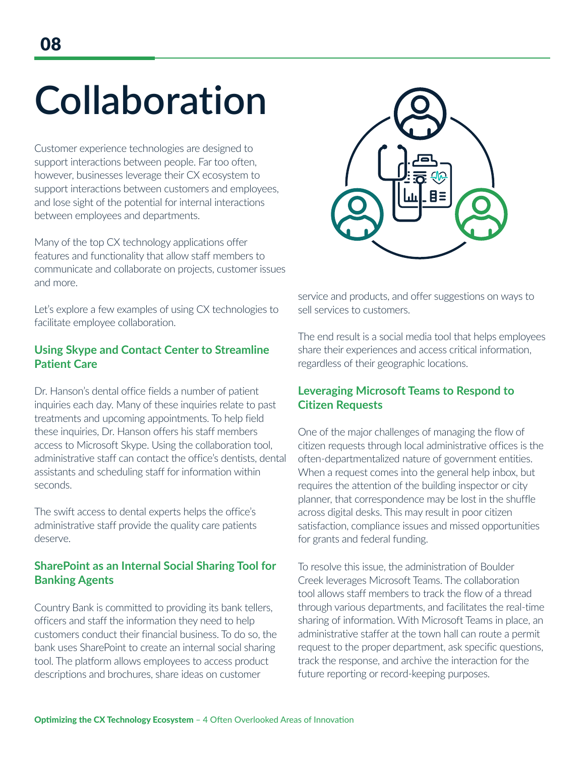# Collaboration

Customer experience technologies are designed to support interactions between people. Far too often, however, businesses leverage their CX ecosystem to support interactions between customers and employees, and lose sight of the potential for internal interactions between employees and departments.

Many of the top CX technology applications offer features and functionality that allow staff members to communicate and collaborate on projects, customer issues and more.

Let's explore a few examples of using CX technologies to facilitate employee collaboration.

### Using Skype and Contact Center to Streamline Patient Care

Dr. Hanson's dental office fields a number of patient inquiries each day. Many of these inquiries relate to past treatments and upcoming appointments. To help field these inquiries, Dr. Hanson offers his staff members access to Microsoft Skype. Using the collaboration tool, administrative staff can contact the office's dentists, dental assistants and scheduling staff for information within seconds.

The swift access to dental experts helps the office's administrative staff provide the quality care patients deserve.

### SharePoint as an Internal Social Sharing Tool for Banking Agents

Country Bank is committed to providing its bank tellers, officers and staff the information they need to help customers conduct their financial business. To do so, the bank uses SharePoint to create an internal social sharing tool. The platform allows employees to access product descriptions and brochures, share ideas on customer service and products, and offer suggestions on ways to sell services to customers.

The end result is a social media tool that helps employees share their experiences and access critical information, regardless of their geographic locations.

### Leveraging Microsoft Teams to Respond to Citizen Requests

One of the major challenges of managing the flow of citizen requests through local administrative offices is the often-departmentalized nature of government entities. When a request comes into the general help inbox, but requires the attention of the building inspector or city planner, that correspondence may be lost in the shuffle across digital desks. This may result in poor citizen satisfaction, compliance issues and missed opportunities for grants and federal funding.

To resolve this issue, the administration of Boulder Creek leverages Microsoft Teams. The collaboration tool allows staff members to track the flow of a thread through various departments, and facilitates the real-time sharing of information. With Microsoft Teams in place, an administrative staffer at the town hall can route a permit request to the proper department, ask specific questions, track the response, and archive the interaction for the future reporting or record-keeping purposes.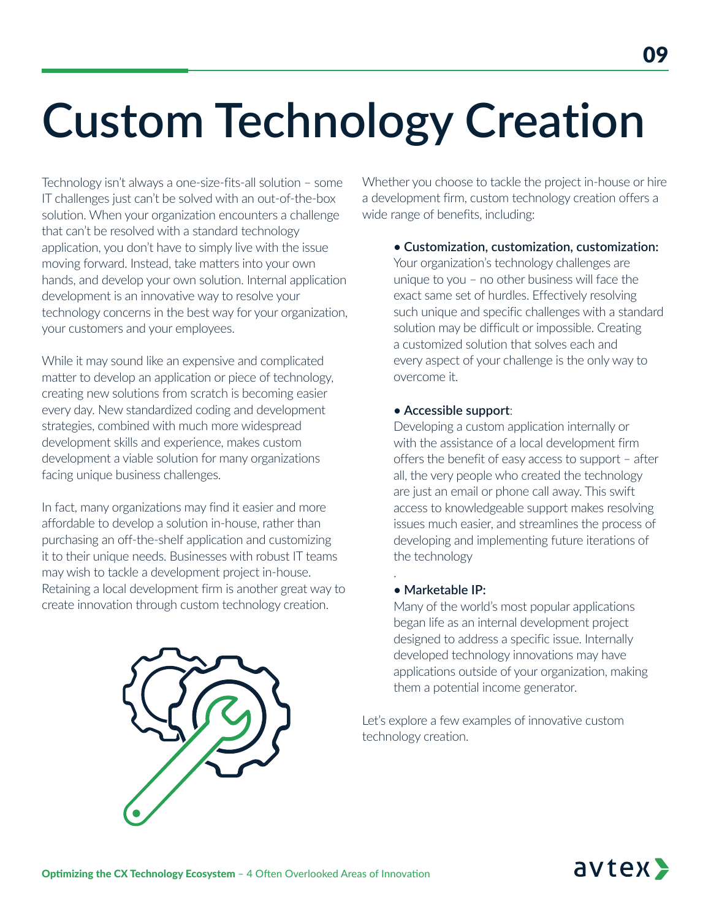# Custom Technology Creation

Technology isn't always a one-size-fits-all solution – some IT challenges just can't be solved with an out-of-the-box solution. When your organization encounters a challenge that can't be resolved with a standard technology application, you don't have to simply live with the issue moving forward. Instead, take matters into your own hands, and develop your own solution. Internal application development is an innovative way to resolve your technology concerns in the best way for your organization, your customers and your employees.

While it may sound like an expensive and complicated matter to develop an application or piece of technology, creating new solutions from scratch is becoming easier every day. New standardized coding and development strategies, combined with much more widespread development skills and experience, makes custom development a viable solution for many organizations facing unique business challenges.

In fact, many organizations may find it easier and more affordable to develop a solution in-house, rather than purchasing an off-the-shelf application and customizing it to their unique needs. Businesses with robust IT teams may wish to tackle a development project in-house. Retaining a local development firm is another great way to create innovation through custom technology creation.

Whether you choose to tackle the project in-house or hire a development firm, custom technology creation offers a wide range of benefits, including:

- **Customization, customization, customization:** Your organization's technology challenges are unique to you – no other business will face the exact same set of hurdles. Effectively resolving such unique and specific challenges with a standard solution may be difficult or impossible. Creating a customized solution that solves each and every aspect of your challenge is the only way to overcome it.

- **Accessible support**: Developing a custom application internally or with the assistance of a local development firm offers the benefit of easy access to support – after all, the very people who created the technology are just an email or phone call away. This swift access to knowledgeable support makes resolving issues much easier, and streamlines the process of developing and implementing future iterations of the technology.

- **Marketable IP:** Many of the world's most popular applications began life as an internal development project designed to address a specific issue. Internally developed technology innovations may have applications outside of your organization, making them a potential income generator.

Let's explore a few examples of innovative custom technology creation.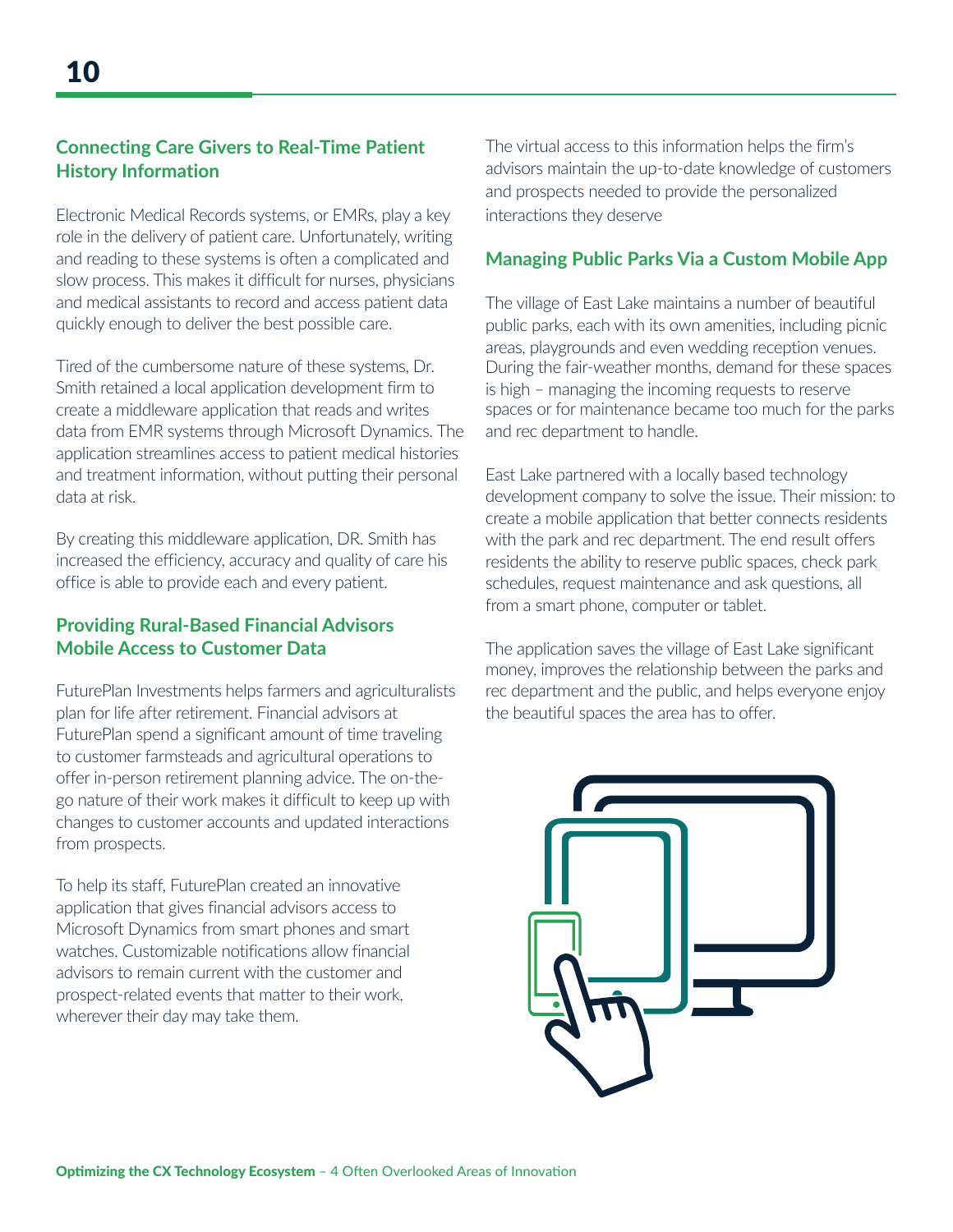### Connecting Care Givers to Real-Time Patient History Information

Electronic Medical Records systems, or EMRs, play a key role in the delivery of patient care. Unfortunately, writing and reading to these systems is often a complicated and slow process. This makes it difficult for nurses, physicians and medical assistants to record and access patient data quickly enough to deliver the best possible care.

Tired of the cumbersome nature of these systems, Dr. Smith retained a local application development firm to create a middleware application that reads and writes data from EMR systems through Microsoft Dynamics. The application streamlines access to patient medical histories and treatment information, without putting their personal data at risk.

By creating this middleware application, DR. Smith has increased the efficiency, accuracy and quality of care his office is able to provide each and every patient.

### Providing Rural-Based Financial Advisors Mobile Access to Customer Data

FuturePlan Investments helps farmers and agriculturalists plan for life after retirement. Financial advisors at FuturePlan spend a significant amount of time traveling to customer farmsteads and agricultural operations to offer in-person retirement planning advice. The on-the-go nature of their work makes it difficult to keep up with changes to customer accounts and updated interactions from prospects.

To help its staff, FuturePlan created an innovative application that gives financial advisors access to Microsoft Dynamics from smart phones and smart watches. Customizable notifications allow financial advisors to remain current with the customer and prospect-related events that matter to their work, wherever their day may take them.

The virtual access to this information helps the firm's advisors maintain the up-to-date knowledge of customers and prospects needed to provide the personalized interactions they deserve

### Managing Public Parks Via a Custom Mobile App

The village of East Lake maintains a number of beautiful public parks, each with its own amenities, including picnic areas, playgrounds and even wedding reception venues. During the fair-weather months, demand for these spaces is high – managing the incoming requests to reserve spaces or for maintenance became too much for the parks and rec department to handle.

East Lake partnered with a locally based technology development company to solve the issue. Their mission: to create a mobile application that better connects residents with the park and rec department. The end result offers residents the ability to reserve public spaces, check park schedules, request maintenance and ask questions, all from a smart phone, computer or tablet.

The application saves the village of East Lake significant money, improves the relationship between the parks and rec department and the public, and helps everyone enjoy the beautiful spaces the area has to offer.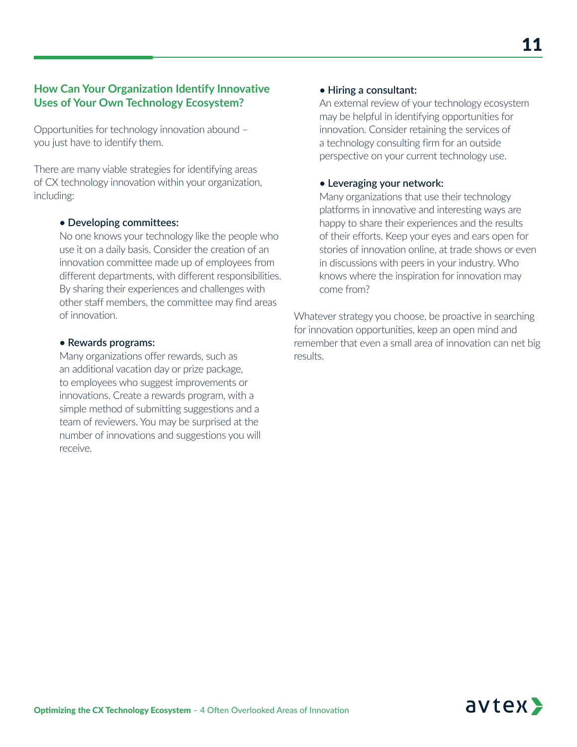## How Can Your Organization Identify Innovative Uses of Your Own Technology Ecosystem?

Opportunities for technology innovation abound – you just have to identify them.

There are many viable strategies for identifying areas of CX technology innovation within your organization, including:

- **Developing committees:**
  No one knows your technology like the people who use it on a daily basis. Consider the creation of an innovation committee made up of employees from different departments, with different responsibilities. By sharing their experiences and challenges with other staff members, the committee may find areas of innovation.

- **Rewards programs:**
  Many organizations offer rewards, such as an additional vacation day or prize package, to employees who suggest improvements or innovations. Create a rewards program, with a simple method of submitting suggestions and a team of reviewers. You may be surprised at the number of innovations and suggestions you will receive.

- **Hiring a consultant:**
  An external review of your technology ecosystem may be helpful in identifying opportunities for innovation. Consider retaining the services of a technology consulting firm for an outside perspective on your current technology use.

- **Leveraging your network:**
  Many organizations that use their technology platforms in innovative and interesting ways are happy to share their experiences and the results of their efforts. Keep your eyes and ears open for stories of innovation online, at trade shows or even in discussions with peers in your industry. Who knows where the inspiration for innovation may come from?

Whatever strategy you choose, be proactive in searching for innovation opportunities, keep an open mind and remember that even a small area of innovation can net big results.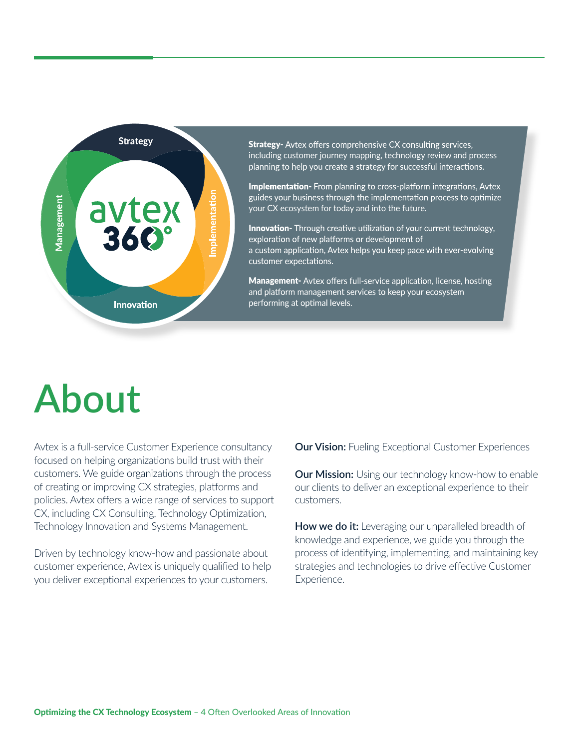Strategy

Management

avtex 360°

Implementation

Innovation

**Strategy-** Avtex offers comprehensive CX consulting services, including customer journey mapping, technology review and process planning to help you create a strategy for successful interactions.

**Implementation-** From planning to cross-platform integrations, Avtex guides your business through the implementation process to optimize your CX ecosystem for today and into the future.

**Innovation-** Through creative utilization of your current technology, exploration of new platforms or development of a custom application, Avtex helps you keep pace with ever-evolving customer expectations.

**Management-** Avtex offers full-service application, license, hosting and platform management services to keep your ecosystem performing at optimal levels.

# About

Avtex is a full-service Customer Experience consultancy focused on helping organizations build trust with their customers. We guide organizations through the process of creating or improving CX strategies, platforms and policies. Avtex offers a wide range of services to support CX, including CX Consulting, Technology Optimization, Technology Innovation and Systems Management.

Driven by technology know-how and passionate about customer experience, Avtex is uniquely qualified to help you deliver exceptional experiences to your customers.

**Our Vision:** Fueling Exceptional Customer Experiences

**Our Mission:** Using our technology know-how to enable our clients to deliver an exceptional experience to their customers.

**How we do it:** Leveraging our unparalleled breadth of knowledge and experience, we guide you through the process of identifying, implementing, and maintaining key strategies and technologies to drive effective Customer Experience.